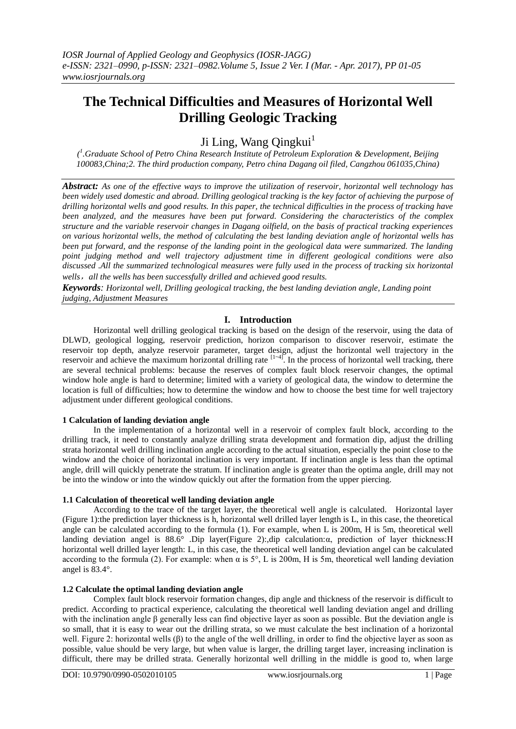# The Technical Difficulties and Measures of Horizontal Well Drilling Geologic Tracking

Ji Ling, Wang Qingkui[1]

*([1].Graduate School of Petro China Research Institute of Petroleum Exploration & Development, Beijing 100083,China;2. The third production company, Petro china Dagang oil filed, Cangzhou 061035,China)*

***Abstract:*** *As one of the effective ways to improve the utilization of reservoir, horizontal well technology has been widely used domestic and abroad. Drilling geological tracking is the key factor of achieving the purpose of drilling horizontal wells and good results. In this paper, the technical difficulties in the process of tracking have been analyzed, and the measures have been put forward. Considering the characteristics of the complex structure and the variable reservoir changes in Dagang oilfield, on the basis of practical tracking experiences on various horizontal wells, the method of calculating the best landing deviation angle of horizontal wells has been put forward, and the response of the landing point in the geological data were summarized. The landing point judging method and well trajectory adjustment time in different geological conditions were also discussed .All the summarized technological measures were fully used in the process of tracking six horizontal wells，all the wells has been successfully drilled and achieved good results.*

***Keywords****: Horizontal well, Drilling geological tracking, the best landing deviation angle, Landing point judging, Adjustment Measures*

## I. Introduction

Horizontal well drilling geological tracking is based on the design of the reservoir, using the data of DLWD, geological logging, reservoir prediction, horizon comparison to discover reservoir, estimate the reservoir top depth, analyze reservoir parameter, target design, adjust the horizontal well trajectory in the reservoir and achieve the maximum horizontal drilling rate [1~4]. In the process of horizontal well tracking, there are several technical problems: because the reserves of complex fault block reservoir changes, the optimal window hole angle is hard to determine; limited with a variety of geological data, the window to determine the location is full of difficulties; how to determine the window and how to choose the best time for well trajectory adjustment under different geological conditions.

### 1 Calculation of landing deviation angle

In the implementation of a horizontal well in a reservoir of complex fault block, according to the drilling track, it need to constantly analyze drilling strata development and formation dip, adjust the drilling strata horizontal well drilling inclination angle according to the actual situation, especially the point close to the window and the choice of horizontal inclination is very important. If inclination angle is less than the optimal angle, drill will quickly penetrate the stratum. If inclination angle is greater than the optima angle, drill may not be into the window or into the window quickly out after the formation from the upper piercing.

### 1.1 Calculation of theoretical well landing deviation angle

According to the trace of the target layer, the theoretical well angle is calculated. Horizontal layer (Figure 1):the prediction layer thickness is h, horizontal well drilled layer length is L, in this case, the theoretical angle can be calculated according to the formula (1). For example, when L is 200m, H is 5m, theoretical well landing deviation angel is 88.6° .Dip layer(Figure 2):,dip calculation:α, prediction of layer thickness:H horizontal well drilled layer length: L, in this case, the theoretical well landing deviation angel can be calculated according to the formula (2). For example: when α is 5°, L is 200m, H is 5m, theoretical well landing deviation angel is 83.4°.

### 1.2 Calculate the optimal landing deviation angle

Complex fault block reservoir formation changes, dip angle and thickness of the reservoir is difficult to predict. According to practical experience, calculating the theoretical well landing deviation angel and drilling with the inclination angle β generally less can find objective layer as soon as possible. But the deviation angle is so small, that it is easy to wear out the drilling strata, so we must calculate the best inclination of a horizontal well. Figure 2: horizontal wells (β) to the angle of the well drilling, in order to find the objective layer as soon as possible, value should be very large, but when value is larger, the drilling target layer, increasing inclination is difficult, there may be drilled strata. Generally horizontal well drilling in the middle is good to, when large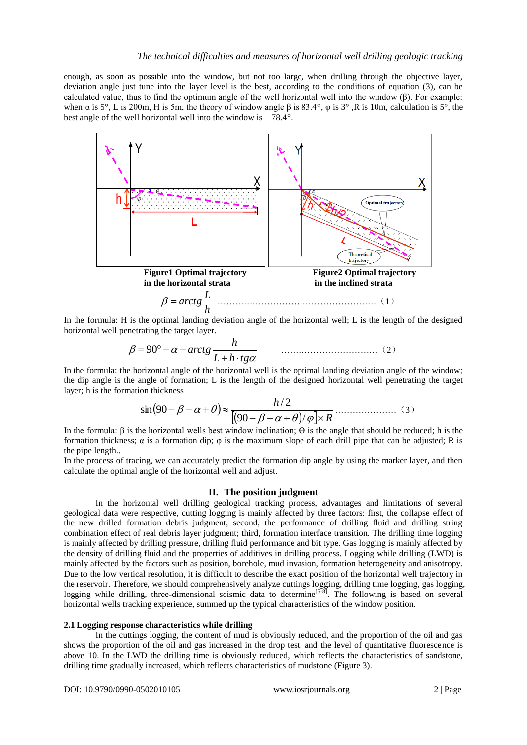enough, as soon as possible into the window, but not too large, when drilling through the objective layer, deviation angle just tune into the layer level is the best, according to the conditions of equation (3), can be calculated value, thus to find the optimum angle of the well horizontal well into the window (β). For example: when α is 5°, L is 200m, H is 5m, the theory of window angle β is 83.4°, φ is 3° ,R is 10m, calculation is 5°, the best angle of the well horizontal well into the window is 78.4°.

**Figure1 Optimal trajectory in the horizontal strata**

**Figure2 Optimal trajectory in the inclined strata**

$$\beta = arctg\frac{L}{h} \quad \text{......} (1)$$

In the formula: H is the optimal landing deviation angle of the horizontal well; L is the length of the designed horizontal well penetrating the target layer.

$$\beta = 90° - \alpha - arctg\frac{h}{L + h \cdot tg\alpha} \quad \text{......} (2)$$

In the formula: the horizontal angle of the horizontal well is the optimal landing deviation angle of the window; the dip angle is the angle of formation; L is the length of the designed horizontal well penetrating the target layer; h is the formation thickness

$$\sin(90 - \beta - \alpha + \theta) \approx \frac{h/2}{[(90 - \beta - \alpha + \theta)/\varphi] \times R} \quad \text{......} (3)$$

In the formula: β is the horizontal wells best window inclination; Θ is the angle that should be reduced; h is the formation thickness; α is a formation dip; φ is the maximum slope of each drill pipe that can be adjusted; R is the pipe length..

In the process of tracing, we can accurately predict the formation dip angle by using the marker layer, and then calculate the optimal angle of the horizontal well and adjust.

## II. The position judgment

In the horizontal well drilling geological tracking process, advantages and limitations of several geological data were respective, cutting logging is mainly affected by three factors: first, the collapse effect of the new drilled formation debris judgment; second, the performance of drilling fluid and drilling string combination effect of real debris layer judgment; third, formation interface transition. The drilling time logging is mainly affected by drilling pressure, drilling fluid performance and bit type. Gas logging is mainly affected by the density of drilling fluid and the properties of additives in drilling process. Logging while drilling (LWD) is mainly affected by the factors such as position, borehole, mud invasion, formation heterogeneity and anisotropy. Due to the low vertical resolution, it is difficult to describe the exact position of the horizontal well trajectory in the reservoir. Therefore, we should comprehensively analyze cuttings logging, drilling time logging, gas logging, logging while drilling, three-dimensional seismic data to determine[5-8]. The following is based on several horizontal wells tracking experience, summed up the typical characteristics of the window position.

### 2.1 Logging response characteristics while drilling

In the cuttings logging, the content of mud is obviously reduced, and the proportion of the oil and gas shows the proportion of the oil and gas increased in the drop test, and the level of quantitative fluorescence is above 10. In the LWD the drilling time is obviously reduced, which reflects the characteristics of sandstone, drilling time gradually increased, which reflects characteristics of mudstone (Figure 3).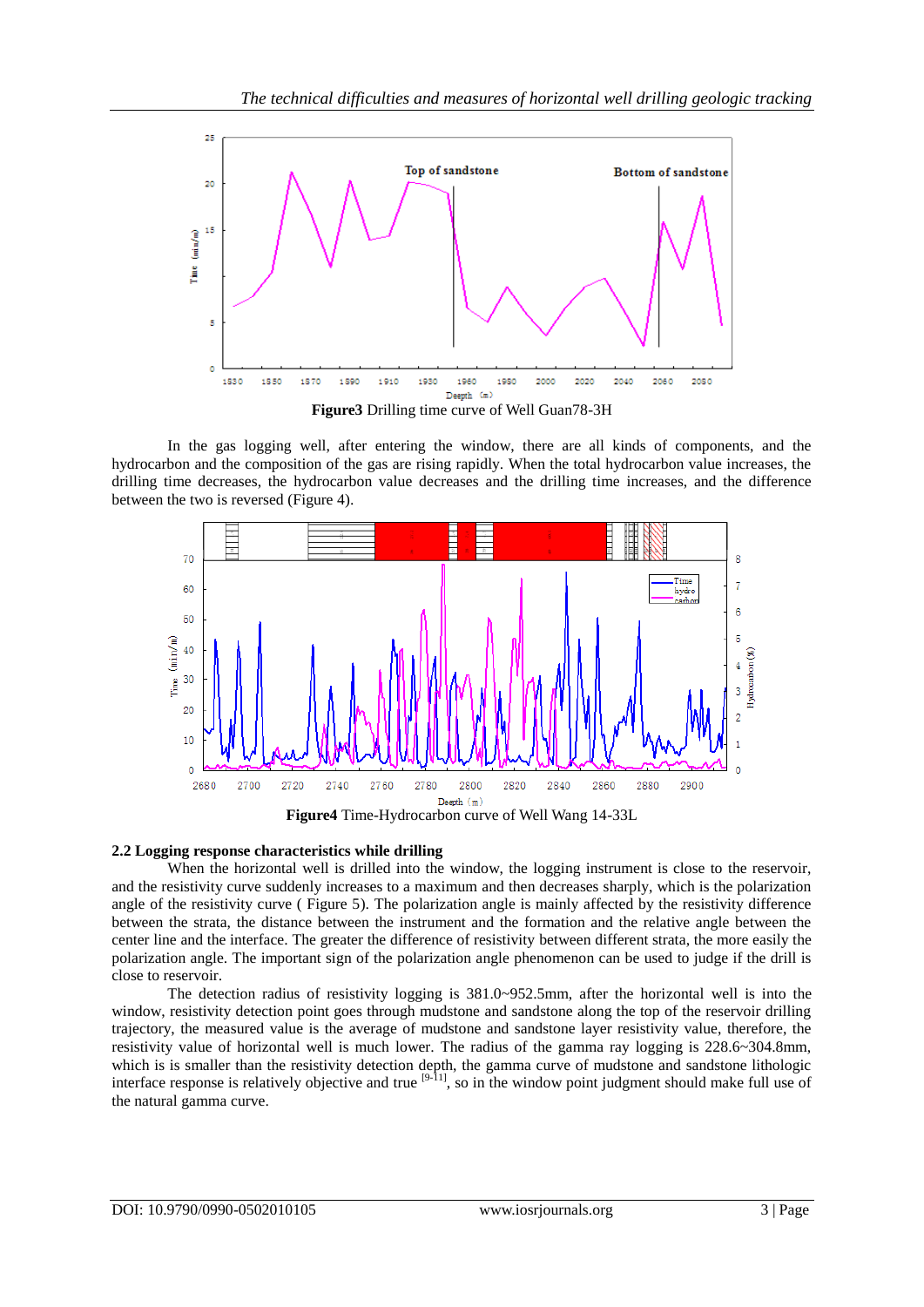**Figure3** Drilling time curve of Well Guan78-3H

In the gas logging well, after entering the window, there are all kinds of components, and the hydrocarbon and the composition of the gas are rising rapidly. When the total hydrocarbon value increases, the drilling time decreases, the hydrocarbon value decreases and the drilling time increases, and the difference between the two is reversed (Figure 4).

**Figure4** Time-Hydrocarbon curve of Well Wang 14-33L

### 2.2 Logging response characteristics while drilling

When the horizontal well is drilled into the window, the logging instrument is close to the reservoir, and the resistivity curve suddenly increases to a maximum and then decreases sharply, which is the polarization angle of the resistivity curve ( Figure 5). The polarization angle is mainly affected by the resistivity difference between the strata, the distance between the instrument and the formation and the relative angle between the center line and the interface. The greater the difference of resistivity between different strata, the more easily the polarization angle. The important sign of the polarization angle phenomenon can be used to judge if the drill is close to reservoir.

The detection radius of resistivity logging is 381.0~952.5mm, after the horizontal well is into the window, resistivity detection point goes through mudstone and sandstone along the top of the reservoir drilling trajectory, the measured value is the average of mudstone and sandstone layer resistivity value, therefore, the resistivity value of horizontal well is much lower. The radius of the gamma ray logging is 228.6~304.8mm, which is is smaller than the resistivity detection depth, the gamma curve of mudstone and sandstone lithologic interface response is relatively objective and true [9-11], so in the window point judgment should make full use of the natural gamma curve.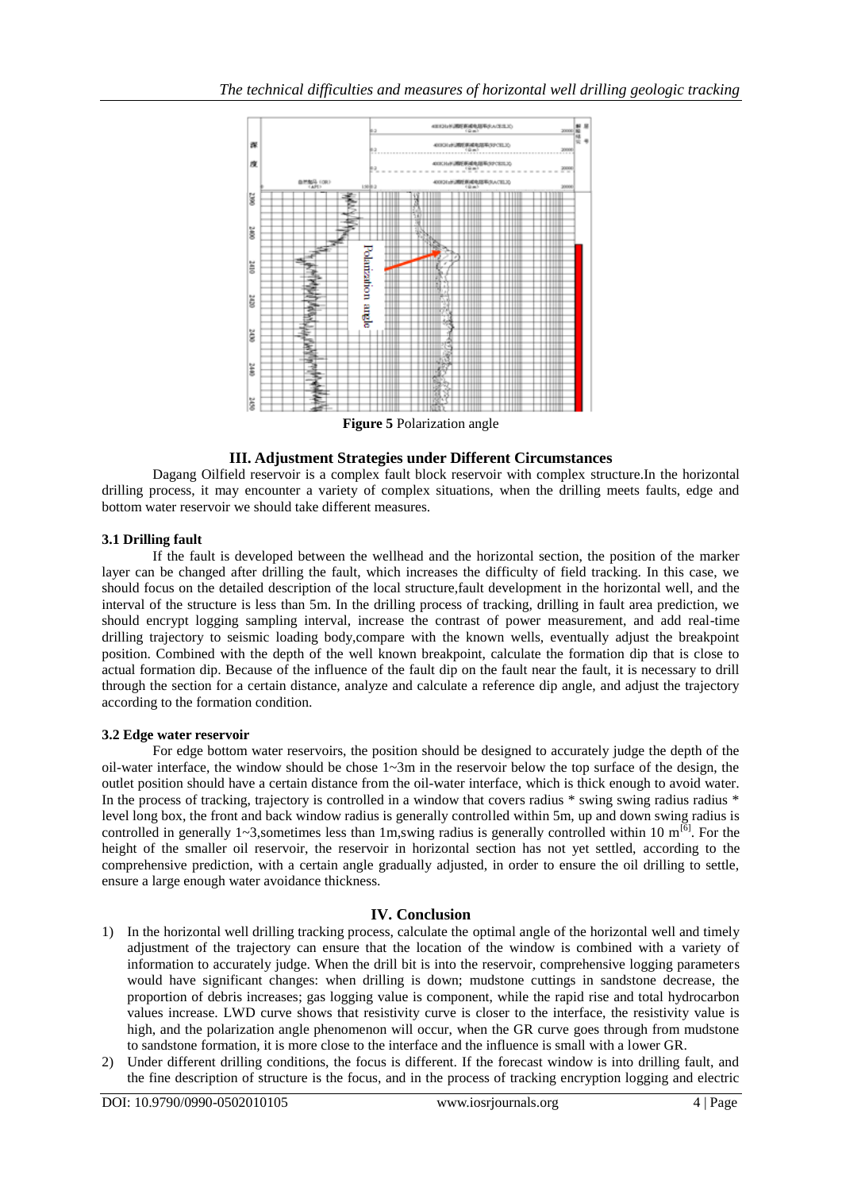**Figure 5** Polarization angle

## III. Adjustment Strategies under Different Circumstances

Dagang Oilfield reservoir is a complex fault block reservoir with complex structure.In the horizontal drilling process, it may encounter a variety of complex situations, when the drilling meets faults, edge and bottom water reservoir we should take different measures.

### 3.1 Drilling fault

If the fault is developed between the wellhead and the horizontal section, the position of the marker layer can be changed after drilling the fault, which increases the difficulty of field tracking. In this case, we should focus on the detailed description of the local structure,fault development in the horizontal well, and the interval of the structure is less than 5m. In the drilling process of tracking, drilling in fault area prediction, we should encrypt logging sampling interval, increase the contrast of power measurement, and add real-time drilling trajectory to seismic loading body,compare with the known wells, eventually adjust the breakpoint position. Combined with the depth of the well known breakpoint, calculate the formation dip that is close to actual formation dip. Because of the influence of the fault dip on the fault near the fault, it is necessary to drill through the section for a certain distance, analyze and calculate a reference dip angle, and adjust the trajectory according to the formation condition.

### 3.2 Edge water reservoir

For edge bottom water reservoirs, the position should be designed to accurately judge the depth of the oil-water interface, the window should be chose 1~3m in the reservoir below the top surface of the design, the outlet position should have a certain distance from the oil-water interface, which is thick enough to avoid water. In the process of tracking, trajectory is controlled in a window that covers radius * swing swing radius radius * level long box, the front and back window radius is generally controlled within 5m, up and down swing radius is controlled in generally 1~3,sometimes less than 1m,swing radius is generally controlled within 10 m[6]. For the height of the smaller oil reservoir, the reservoir in horizontal section has not yet settled, according to the comprehensive prediction, with a certain angle gradually adjusted, in order to ensure the oil drilling to settle, ensure a large enough water avoidance thickness.

## IV. Conclusion

1) In the horizontal well drilling tracking process, calculate the optimal angle of the horizontal well and timely adjustment of the trajectory can ensure that the location of the window is combined with a variety of information to accurately judge. When the drill bit is into the reservoir, comprehensive logging parameters would have significant changes: when drilling is down; mudstone cuttings in sandstone decrease, the proportion of debris increases; gas logging value is component, while the rapid rise and total hydrocarbon values increase. LWD curve shows that resistivity curve is closer to the interface, the resistivity value is high, and the polarization angle phenomenon will occur, when the GR curve goes through from mudstone to sandstone formation, it is more close to the interface and the influence is small with a lower GR.
2) Under different drilling conditions, the focus is different. If the forecast window is into drilling fault, and the fine description of structure is the focus, and in the process of tracking encryption logging and electric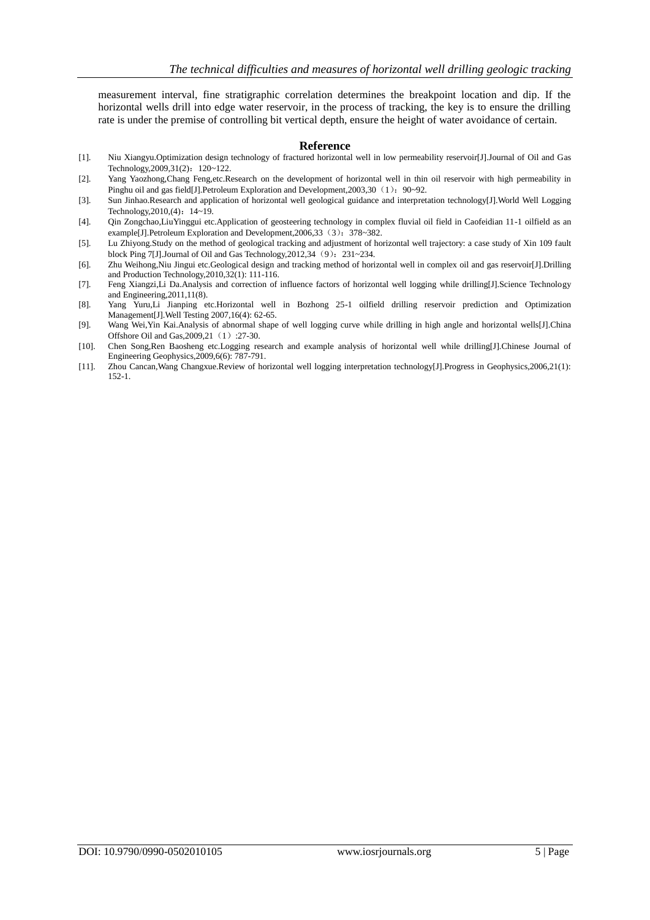measurement interval, fine stratigraphic correlation determines the breakpoint location and dip. If the horizontal wells drill into edge water reservoir, in the process of tracking, the key is to ensure the drilling rate is under the premise of controlling bit vertical depth, ensure the height of water avoidance of certain.

## Reference

[1]. Niu Xiangyu.Optimization design technology of fractured horizontal well in low permeability reservoir[J].Journal of Oil and Gas Technology,2009,31(2)：120~122.

[2]. Yang Yaozhong,Chang Feng,etc.Research on the development of horizontal well in thin oil reservoir with high permeability in Pinghu oil and gas field[J].Petroleum Exploration and Development,2003,30（1）：90~92.

[3]. Sun Jinhao.Research and application of horizontal well geological guidance and interpretation technology[J].World Well Logging Technology,2010,(4)：14~19.

[4]. Qin Zongchao,LiuYinggui etc.Application of geosteering technology in complex fluvial oil field in Caofeidian 11-1 oilfield as an example[J].Petroleum Exploration and Development,2006,33（3）：378~382.

[5]. Lu Zhiyong.Study on the method of geological tracking and adjustment of horizontal well trajectory: a case study of Xin 109 fault block Ping 7[J].Journal of Oil and Gas Technology,2012,34（9）：231~234.

[6]. Zhu Weihong,Niu Jingui etc.Geological design and tracking method of horizontal well in complex oil and gas reservoir[J].Drilling and Production Technology,2010,32(1): 111-116.

[7]. Feng Xiangzi,Li Da.Analysis and correction of influence factors of horizontal well logging while drilling[J].Science Technology and Engineering,2011,11(8).

[8]. Yang Yuru,Li Jianping etc.Horizontal well in Bozhong 25-1 oilfield drilling reservoir prediction and Optimization Management[J].Well Testing 2007,16(4): 62-65.

[9]. Wang Wei,Yin Kai.Analysis of abnormal shape of well logging curve while drilling in high angle and horizontal wells[J].China Offshore Oil and Gas,2009,21（1）:27-30.

[10]. Chen Song,Ren Baosheng etc.Logging research and example analysis of horizontal well while drilling[J].Chinese Journal of Engineering Geophysics,2009,6(6): 787-791.

[11]. Zhou Cancan,Wang Changxue.Review of horizontal well logging interpretation technology[J].Progress in Geophysics,2006,21(1): 152-1.